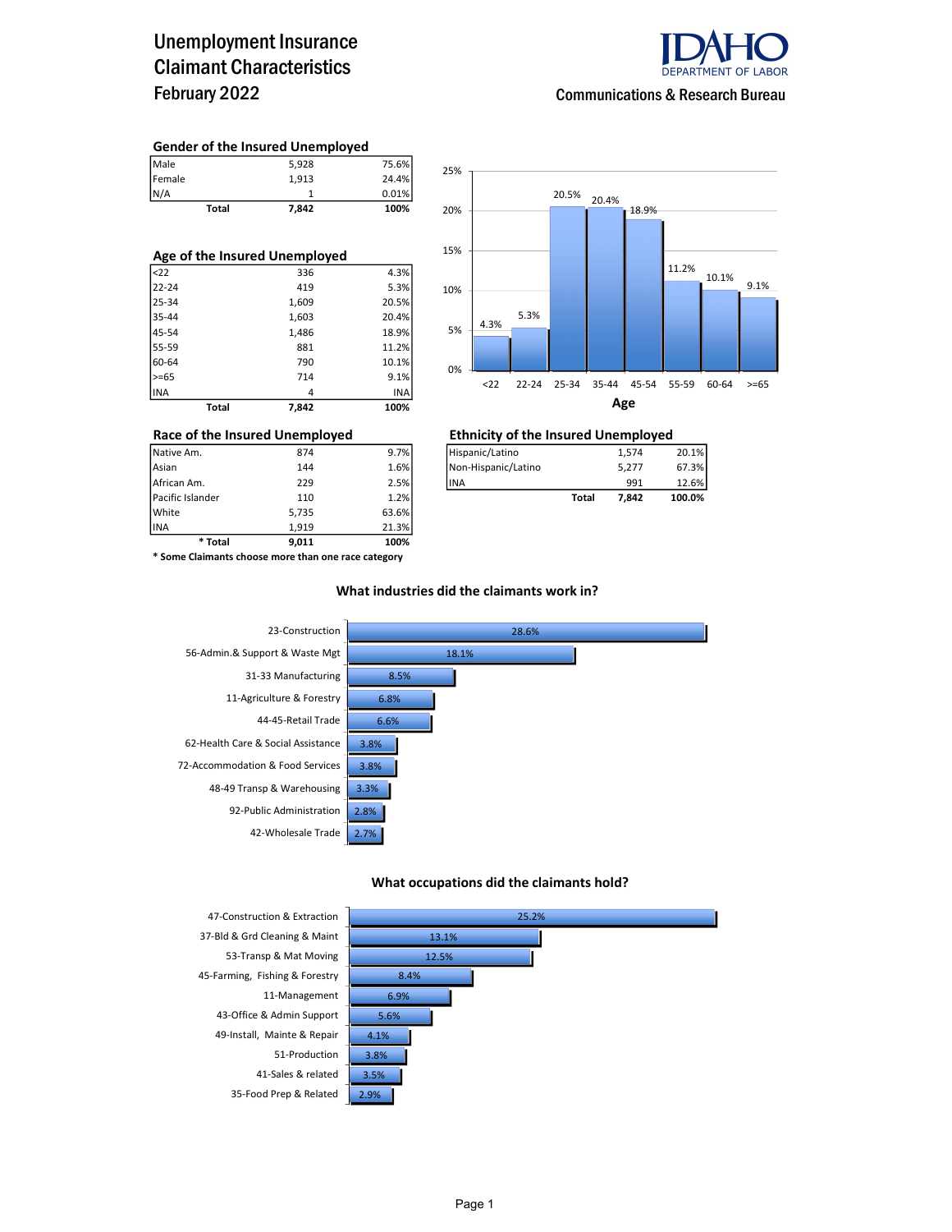# Unemployment Insurance Claimant Characteristics
## February 2022

IDAHO DEPARTMENT OF LABOR

Communications & Research Bureau

### Gender of the Insured Unemployed

| | | |
|---|---|---|
| Male | 5,928 | 75.6% |
| Female | 1,913 | 24.4% |
| N/A | 1 | 0.01% |
| **Total** | **7,842** | **100%** |

### Age of the Insured Unemployed

| | | |
|---|---|---|
| <22 | 336 | 4.3% |
| 22-24 | 419 | 5.3% |
| 25-34 | 1,609 | 20.5% |
| 35-44 | 1,603 | 20.4% |
| 45-54 | 1,486 | 18.9% |
| 55-59 | 881 | 11.2% |
| 60-64 | 790 | 10.1% |
| >=65 | 714 | 9.1% |
| INA | 4 | INA |
| **Total** | **7,842** | **100%** |

**Age**

| Age | Percent |
|---|---|
| <22 | 4.3% |
| 22-24 | 5.3% |
| 25-34 | 20.5% |
| 35-44 | 20.4% |
| 45-54 | 18.9% |
| 55-59 | 11.2% |
| 60-64 | 10.1% |
| >=65 | 9.1% |

### Race of the Insured Unemployed

| | | |
|---|---|---|
| Native Am. | 874 | 9.7% |
| Asian | 144 | 1.6% |
| African Am. | 229 | 2.5% |
| Pacific Islander | 110 | 1.2% |
| White | 5,735 | 63.6% |
| INA | 1,919 | 21.3% |
| **\* Total** | **9,011** | **100%** |

**\* Some Claimants choose more than one race category**

### Ethnicity of the Insured Unemployed

| | | |
|---|---|---|
| Hispanic/Latino | 1,574 | 20.1% |
| Non-Hispanic/Latino | 5,277 | 67.3% |
| INA | 991 | 12.6% |
| **Total** | **7,842** | **100.0%** |

### What industries did the claimants work in?

| Industry | Percent |
|---|---|
| 23-Construction | 28.6% |
| 56-Admin.& Support & Waste Mgt | 18.1% |
| 31-33 Manufacturing | 8.5% |
| 11-Agriculture & Forestry | 6.8% |
| 44-45-Retail Trade | 6.6% |
| 62-Health Care & Social Assistance | 3.8% |
| 72-Accommodation & Food Services | 3.8% |
| 48-49 Transp & Warehousing | 3.3% |
| 92-Public Administration | 2.8% |
| 42-Wholesale Trade | 2.7% |

### What occupations did the claimants hold?

| Occupation | Percent |
|---|---|
| 47-Construction & Extraction | 25.2% |
| 37-Bld & Grd Cleaning & Maint | 13.1% |
| 53-Transp & Mat Moving | 12.5% |
| 45-Farming, Fishing & Forestry | 8.4% |
| 11-Management | 6.9% |
| 43-Office & Admin Support | 5.6% |
| 49-Install, Mainte & Repair | 4.1% |
| 51-Production | 3.8% |
| 41-Sales & related | 3.5% |
| 35-Food Prep & Related | 2.9% |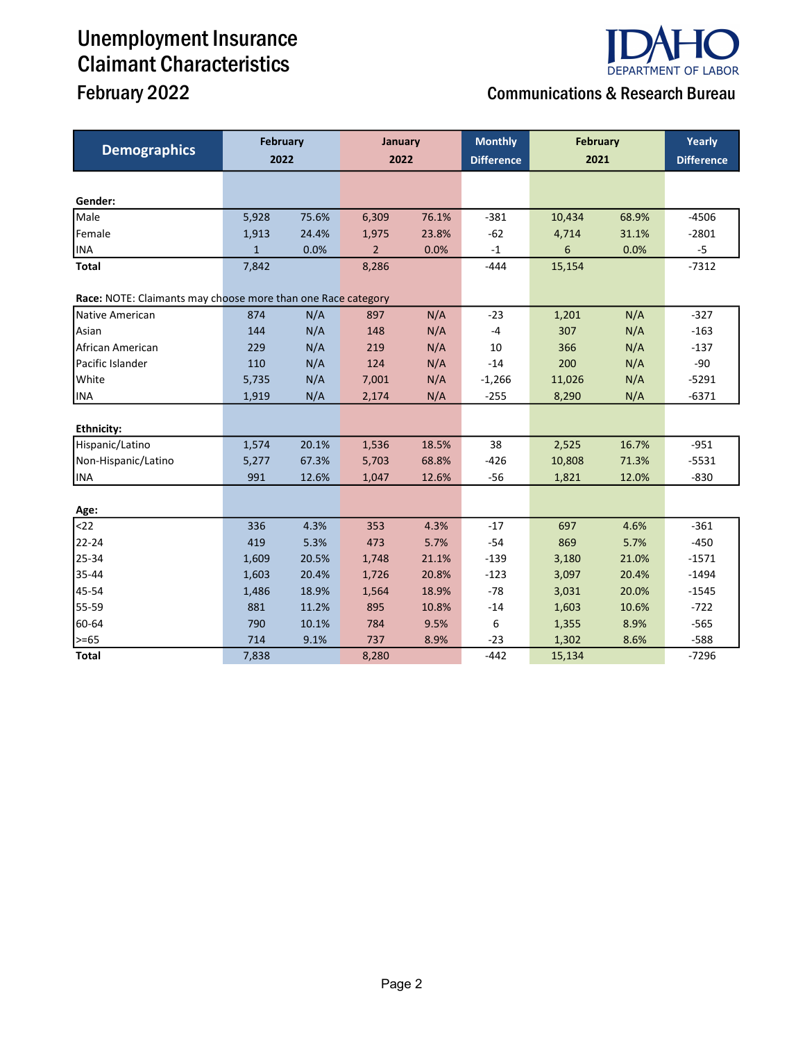# Unemployment Insurance Claimant Characteristics

## February 2022

IDAHO DEPARTMENT OF LABOR

Communications & Research Bureau

| Demographics | February 2022 | | January 2022 | | Monthly Difference | February 2021 | | Yearly Difference |
|---|---|---|---|---|---|---|---|---|
| **Gender:** | | | | | | | | |
| Male | 5,928 | 75.6% | 6,309 | 76.1% | -381 | 10,434 | 68.9% | -4506 |
| Female | 1,913 | 24.4% | 1,975 | 23.8% | -62 | 4,714 | 31.1% | -2801 |
| INA | 1 | 0.0% | 2 | 0.0% | -1 | 6 | 0.0% | -5 |
| **Total** | 7,842 | | 8,286 | | -444 | 15,154 | | -7312 |
| **Race:** NOTE: Claimants may choose more than one Race category | | | | | | | | |
| Native American | 874 | N/A | 897 | N/A | -23 | 1,201 | N/A | -327 |
| Asian | 144 | N/A | 148 | N/A | -4 | 307 | N/A | -163 |
| African American | 229 | N/A | 219 | N/A | 10 | 366 | N/A | -137 |
| Pacific Islander | 110 | N/A | 124 | N/A | -14 | 200 | N/A | -90 |
| White | 5,735 | N/A | 7,001 | N/A | -1,266 | 11,026 | N/A | -5291 |
| INA | 1,919 | N/A | 2,174 | N/A | -255 | 8,290 | N/A | -6371 |
| **Ethnicity:** | | | | | | | | |
| Hispanic/Latino | 1,574 | 20.1% | 1,536 | 18.5% | 38 | 2,525 | 16.7% | -951 |
| Non-Hispanic/Latino | 5,277 | 67.3% | 5,703 | 68.8% | -426 | 10,808 | 71.3% | -5531 |
| INA | 991 | 12.6% | 1,047 | 12.6% | -56 | 1,821 | 12.0% | -830 |
| **Age:** | | | | | | | | |
| <22 | 336 | 4.3% | 353 | 4.3% | -17 | 697 | 4.6% | -361 |
| 22-24 | 419 | 5.3% | 473 | 5.7% | -54 | 869 | 5.7% | -450 |
| 25-34 | 1,609 | 20.5% | 1,748 | 21.1% | -139 | 3,180 | 21.0% | -1571 |
| 35-44 | 1,603 | 20.4% | 1,726 | 20.8% | -123 | 3,097 | 20.4% | -1494 |
| 45-54 | 1,486 | 18.9% | 1,564 | 18.9% | -78 | 3,031 | 20.0% | -1545 |
| 55-59 | 881 | 11.2% | 895 | 10.8% | -14 | 1,603 | 10.6% | -722 |
| 60-64 | 790 | 10.1% | 784 | 9.5% | 6 | 1,355 | 8.9% | -565 |
| >=65 | 714 | 9.1% | 737 | 8.9% | -23 | 1,302 | 8.6% | -588 |
| **Total** | 7,838 | | 8,280 | | -442 | 15,134 | | -7296 |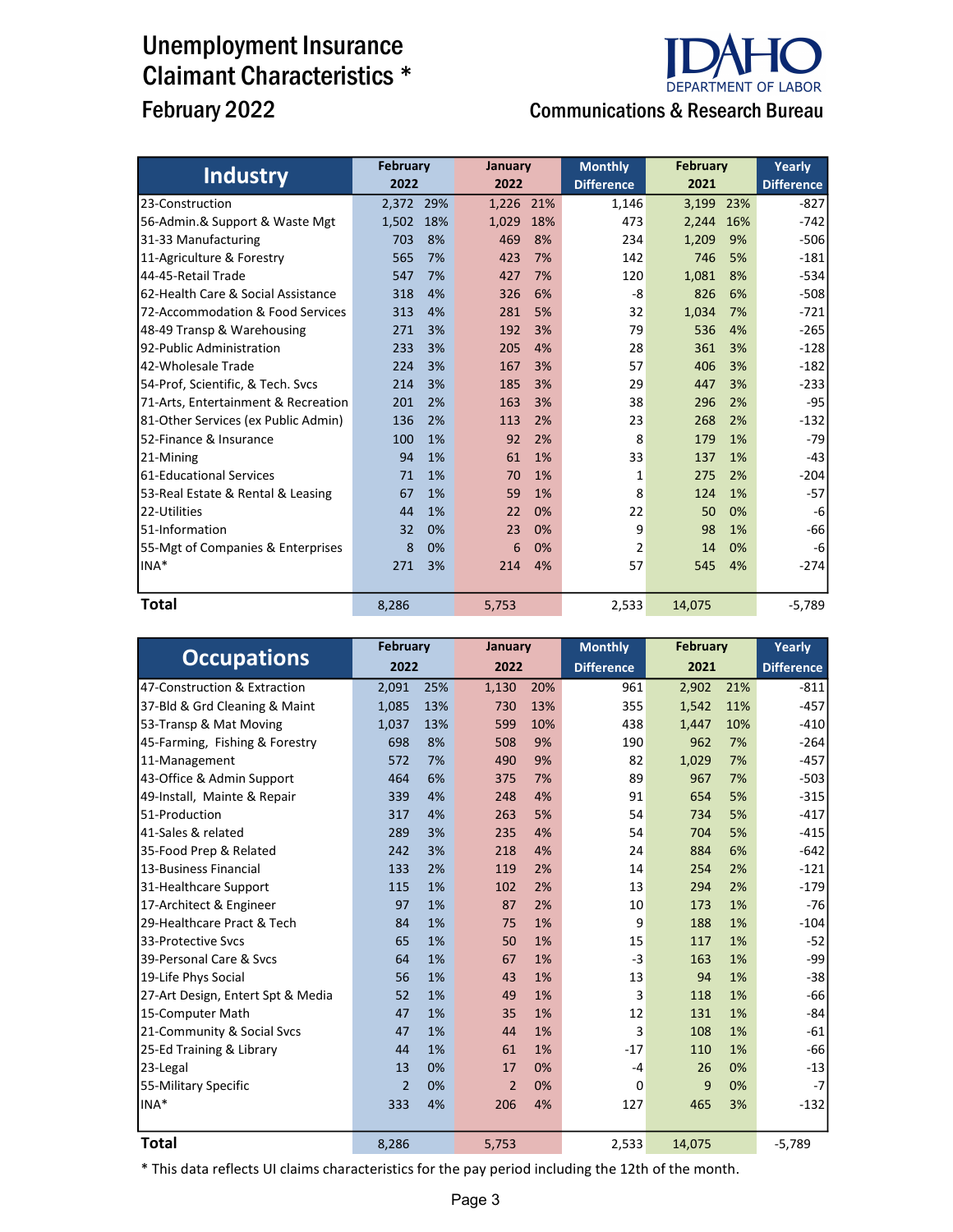# Unemployment Insurance Claimant Characteristics *

## February 2022

IDAHO DEPARTMENT OF LABOR

Communications & Research Bureau

| Industry | February 2022 | | January 2022 | | Monthly Difference | February 2021 | | Yearly Difference |
|---|---|---|---|---|---|---|---|---|
| 23-Construction | 2,372 | 29% | 1,226 | 21% | 1,146 | 3,199 | 23% | -827 |
| 56-Admin.& Support & Waste Mgt | 1,502 | 18% | 1,029 | 18% | 473 | 2,244 | 16% | -742 |
| 31-33 Manufacturing | 703 | 8% | 469 | 8% | 234 | 1,209 | 9% | -506 |
| 11-Agriculture & Forestry | 565 | 7% | 423 | 7% | 142 | 746 | 5% | -181 |
| 44-45-Retail Trade | 547 | 7% | 427 | 7% | 120 | 1,081 | 8% | -534 |
| 62-Health Care & Social Assistance | 318 | 4% | 326 | 6% | -8 | 826 | 6% | -508 |
| 72-Accommodation & Food Services | 313 | 4% | 281 | 5% | 32 | 1,034 | 7% | -721 |
| 48-49 Transp & Warehousing | 271 | 3% | 192 | 3% | 79 | 536 | 4% | -265 |
| 92-Public Administration | 233 | 3% | 205 | 4% | 28 | 361 | 3% | -128 |
| 42-Wholesale Trade | 224 | 3% | 167 | 3% | 57 | 406 | 3% | -182 |
| 54-Prof, Scientific, & Tech. Svcs | 214 | 3% | 185 | 3% | 29 | 447 | 3% | -233 |
| 71-Arts, Entertainment & Recreation | 201 | 2% | 163 | 3% | 38 | 296 | 2% | -95 |
| 81-Other Services (ex Public Admin) | 136 | 2% | 113 | 2% | 23 | 268 | 2% | -132 |
| 52-Finance & Insurance | 100 | 1% | 92 | 2% | 8 | 179 | 1% | -79 |
| 21-Mining | 94 | 1% | 61 | 1% | 33 | 137 | 1% | -43 |
| 61-Educational Services | 71 | 1% | 70 | 1% | 1 | 275 | 2% | -204 |
| 53-Real Estate & Rental & Leasing | 67 | 1% | 59 | 1% | 8 | 124 | 1% | -57 |
| 22-Utilities | 44 | 1% | 22 | 0% | 22 | 50 | 0% | -6 |
| 51-Information | 32 | 0% | 23 | 0% | 9 | 98 | 1% | -66 |
| 55-Mgt of Companies & Enterprises | 8 | 0% | 6 | 0% | 2 | 14 | 0% | -6 |
| INA* | 271 | 3% | 214 | 4% | 57 | 545 | 4% | -274 |
| **Total** | 8,286 | | 5,753 | | 2,533 | 14,075 | | -5,789 |

| Occupations | February 2022 | | January 2022 | | Monthly Difference | February 2021 | | Yearly Difference |
|---|---|---|---|---|---|---|---|---|
| 47-Construction & Extraction | 2,091 | 25% | 1,130 | 20% | 961 | 2,902 | 21% | -811 |
| 37-Bld & Grd Cleaning & Maint | 1,085 | 13% | 730 | 13% | 355 | 1,542 | 11% | -457 |
| 53-Transp & Mat Moving | 1,037 | 13% | 599 | 10% | 438 | 1,447 | 10% | -410 |
| 45-Farming, Fishing & Forestry | 698 | 8% | 508 | 9% | 190 | 962 | 7% | -264 |
| 11-Management | 572 | 7% | 490 | 9% | 82 | 1,029 | 7% | -457 |
| 43-Office & Admin Support | 464 | 6% | 375 | 7% | 89 | 967 | 7% | -503 |
| 49-Install, Mainte & Repair | 339 | 4% | 248 | 4% | 91 | 654 | 5% | -315 |
| 51-Production | 317 | 4% | 263 | 5% | 54 | 734 | 5% | -417 |
| 41-Sales & related | 289 | 3% | 235 | 4% | 54 | 704 | 5% | -415 |
| 35-Food Prep & Related | 242 | 3% | 218 | 4% | 24 | 884 | 6% | -642 |
| 13-Business Financial | 133 | 2% | 119 | 2% | 14 | 254 | 2% | -121 |
| 31-Healthcare Support | 115 | 1% | 102 | 2% | 13 | 294 | 2% | -179 |
| 17-Architect & Engineer | 97 | 1% | 87 | 2% | 10 | 173 | 1% | -76 |
| 29-Healthcare Pract & Tech | 84 | 1% | 75 | 1% | 9 | 188 | 1% | -104 |
| 33-Protective Svcs | 65 | 1% | 50 | 1% | 15 | 117 | 1% | -52 |
| 39-Personal Care & Svcs | 64 | 1% | 67 | 1% | -3 | 163 | 1% | -99 |
| 19-Life Phys Social | 56 | 1% | 43 | 1% | 13 | 94 | 1% | -38 |
| 27-Art Design, Entert Spt & Media | 52 | 1% | 49 | 1% | 3 | 118 | 1% | -66 |
| 15-Computer Math | 47 | 1% | 35 | 1% | 12 | 131 | 1% | -84 |
| 21-Community & Social Svcs | 47 | 1% | 44 | 1% | 3 | 108 | 1% | -61 |
| 25-Ed Training & Library | 44 | 1% | 61 | 1% | -17 | 110 | 1% | -66 |
| 23-Legal | 13 | 0% | 17 | 0% | -4 | 26 | 0% | -13 |
| 55-Military Specific | 2 | 0% | 2 | 0% | 0 | 9 | 0% | -7 |
| INA* | 333 | 4% | 206 | 4% | 127 | 465 | 3% | -132 |
| **Total** | 8,286 | | 5,753 | | 2,533 | 14,075 | | -5,789 |

* This data reflects UI claims characteristics for the pay period including the 12th of the month.